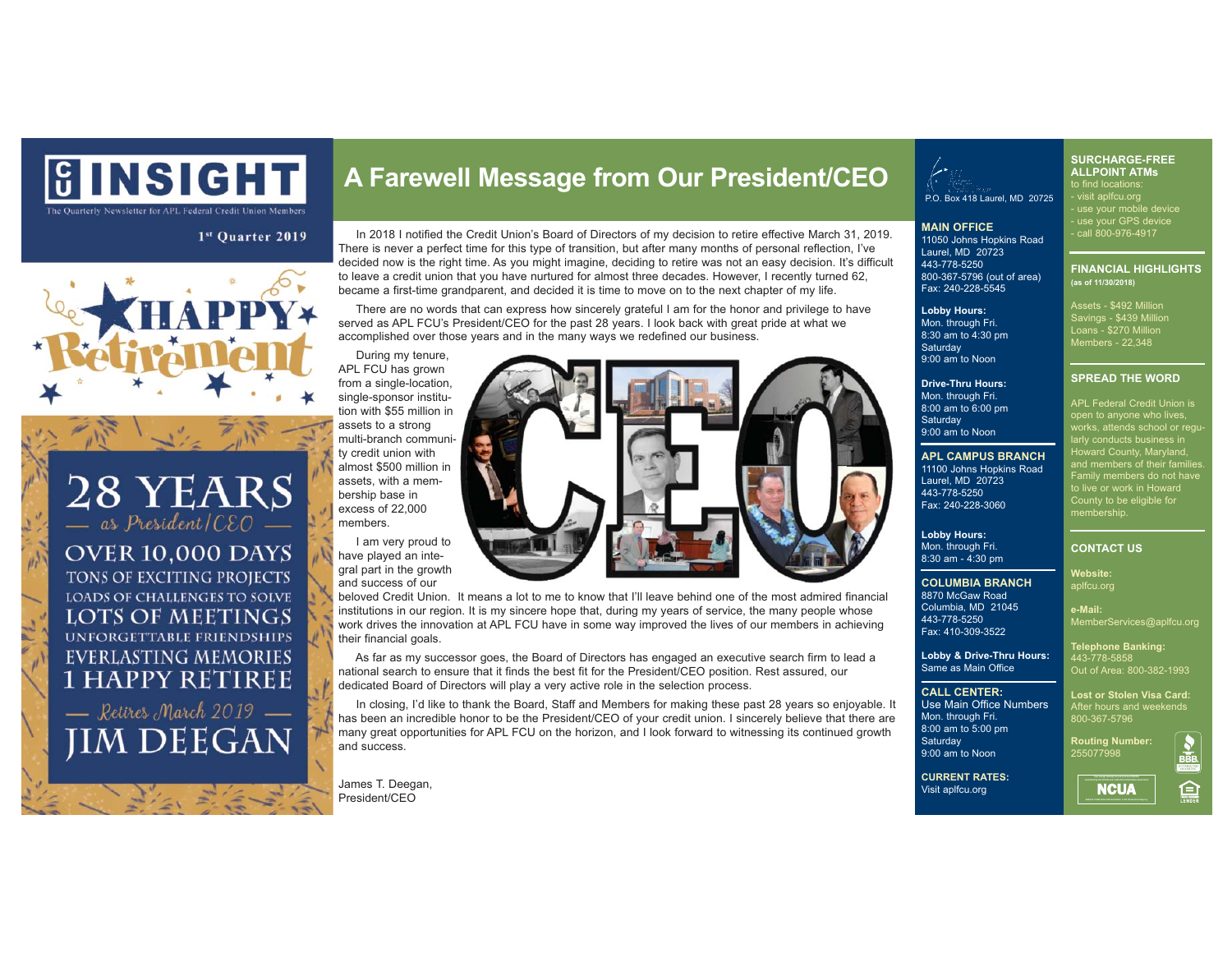# INSIGHT

The Quarterly Newsletter for APL Federal Credit Union Members

1st Quarter 2019

HAPPY Retirement

28 YEARS
— as President/CEO —
OVER 10,000 DAYS
TONS OF EXCITING PROJECTS
LOADS OF CHALLENGES TO SOLVE
LOTS OF MEETINGS
UNFORGETTABLE FRIENDSHIPS
EVERLASTING MEMORIES
1 HAPPY RETIREE
— Retires March 2019 —
JIM DEEGAN

## A Farewell Message from Our President/CEO

In 2018 I notified the Credit Union's Board of Directors of my decision to retire effective March 31, 2019. There is never a perfect time for this type of transition, but after many months of personal reflection, I've decided now is the right time. As you might imagine, deciding to retire was not an easy decision. It's difficult to leave a credit union that you have nurtured for almost three decades. However, I recently turned 62, became a first-time grandparent, and decided it is time to move on to the next chapter of my life.

There are no words that can express how sincerely grateful I am for the honor and privilege to have served as APL FCU's President/CEO for the past 28 years. I look back with great pride at what we accomplished over those years and in the many ways we redefined our business.

During my tenure, APL FCU has grown from a single-location, single-sponsor institution with $55 million in assets to a strong multi-branch community credit union with almost $500 million in assets, with a membership base in excess of 22,000 members.

I am very proud to have played an integral part in the growth and success of our beloved Credit Union. It means a lot to me to know that I'll leave behind one of the most admired financial institutions in our region. It is my sincere hope that, during my years of service, the many people whose work drives the innovation at APL FCU have in some way improved the lives of our members in achieving their financial goals.

As far as my successor goes, the Board of Directors has engaged an executive search firm to lead a national search to ensure that it finds the best fit for the President/CEO position. Rest assured, our dedicated Board of Directors will play a very active role in the selection process.

In closing, I'd like to thank the Board, Staff and Members for making these past 28 years so enjoyable. It has been an incredible honor to be the President/CEO of your credit union. I sincerely believe that there are many great opportunities for APL FCU on the horizon, and I look forward to witnessing its continued growth and success.

James T. Deegan,
President/CEO

---

P.O. Box 418 Laurel, MD 20725

**MAIN OFFICE**
11050 Johns Hopkins Road
Laurel, MD 20723
443-778-5250
800-367-5796 (out of area)
Fax: 240-228-5545

**Lobby Hours:**
Mon. through Fri.
8:30 am to 4:30 pm
Saturday
9:00 am to Noon

**Drive-Thru Hours:**
Mon. through Fri.
8:00 am to 6:00 pm
Saturday
9:00 am to Noon

**APL CAMPUS BRANCH**
11100 Johns Hopkins Road
Laurel, MD 20723
443-778-5250
Fax: 240-228-3060

**Lobby Hours:**
Mon. through Fri.
8:30 am - 4:30 pm

**COLUMBIA BRANCH**
8870 McGaw Road
Columbia, MD 21045
443-778-5250
Fax: 410-309-3522

**Lobby & Drive-Thru Hours:**
Same as Main Office

**CALL CENTER:**
Use Main Office Numbers
Mon. through Fri.
8:00 am to 5:00 pm
Saturday
9:00 am to Noon

**CURRENT RATES:**
Visit aplfcu.org

---

**SURCHARGE-FREE ALLPOINT ATMs**
to find locations:
- visit aplfcu.org
- use your mobile device
- use your GPS device
- call 800-976-4917

**FINANCIAL HIGHLIGHTS**
**(as of 11/30/2018)**

Assets - $492 Million
Savings - $439 Million
Loans - $270 Million
Members - 22,348

**SPREAD THE WORD**

APL Federal Credit Union is open to anyone who lives, works, attends school or regularly conducts business in Howard County, Maryland, and members of their families. Family members do not have to live or work in Howard County to be eligible for membership.

**CONTACT US**

**Website:**
aplfcu.org

**e-Mail:**
MemberServices@aplfcu.org

**Telephone Banking:**
443-778-5858
Out of Area: 800-382-1993

**Lost or Stolen Visa Card:**
After hours and weekends
800-367-5796

**Routing Number:**
255077998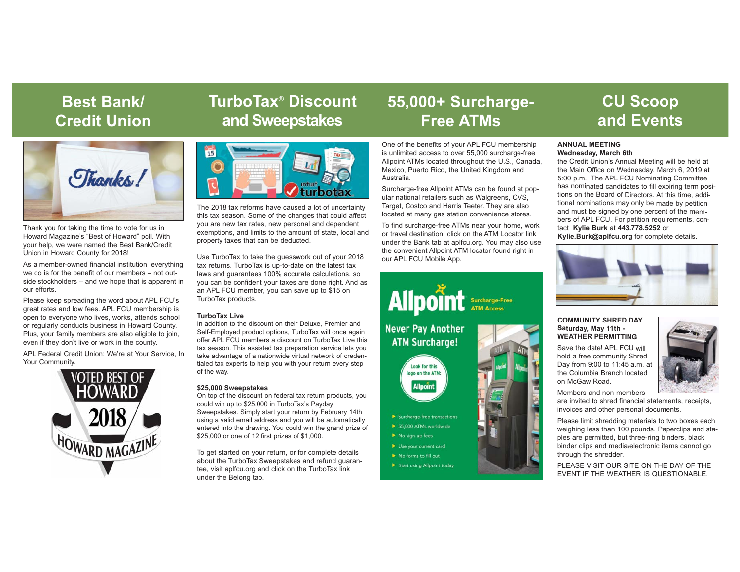## Best Bank/ Credit Union

Thank you for taking the time to vote for us in Howard Magazine's "Best of Howard" poll. With your help, we were named the Best Bank/Credit Union in Howard County for 2018!

As a member-owned financial institution, everything we do is for the benefit of our members – not outside stockholders – and we hope that is apparent in our efforts.

Please keep spreading the word about APL FCU's great rates and low fees. APL FCU membership is open to everyone who lives, works, attends school or regularly conducts business in Howard County. Plus, your family members are also eligible to join, even if they don't live or work in the county.

APL Federal Credit Union: We're at Your Service, In Your Community.

## TurboTax® Discount and Sweepstakes

The 2018 tax reforms have caused a lot of uncertainty this tax season. Some of the changes that could affect you are new tax rates, new personal and dependent exemptions, and limits to the amount of state, local and property taxes that can be deducted.

Use TurboTax to take the guesswork out of your 2018 tax returns. TurboTax is up-to-date on the latest tax laws and guarantees 100% accurate calculations, so you can be confident your taxes are done right. And as an APL FCU member, you can save up to $15 on TurboTax products.

**TurboTax Live**

In addition to the discount on their Deluxe, Premier and Self-Employed product options, TurboTax will once again offer APL FCU members a discount on TurboTax Live this tax season. This assisted tax preparation service lets you take advantage of a nationwide virtual network of credentialed tax experts to help you with your return every step of the way.

**$25,000 Sweepstakes**

On top of the discount on federal tax return products, you could win up to $25,000 in TurboTax's Payday Sweepstakes. Simply start your return by February 14th using a valid email address and you will be automatically entered into the drawing. You could win the grand prize of $25,000 or one of 12 first prizes of $1,000.

To get started on your return, or for complete details about the TurboTax Sweepstakes and refund guarantee, visit aplfcu.org and click on the TurboTax link under the Belong tab.

## 55,000+ Surcharge-Free ATMs

One of the benefits of your APL FCU membership is unlimited access to over 55,000 surcharge-free Allpoint ATMs located throughout the U.S., Canada, Mexico, Puerto Rico, the United Kingdom and Australia.

Surcharge-free Allpoint ATMs can be found at popular national retailers such as Walgreens, CVS, Target, Costco and Harris Teeter. They are also located at many gas station convenience stores.

To find surcharge-free ATMs near your home, work or travel destination, click on the ATM Locator link under the Bank tab at aplfcu.org. You may also use the convenient Allpoint ATM locator found right in our APL FCU Mobile App.

## CU Scoop and Events

**ANNUAL MEETING**
**Wednesday, March 6th**

the Credit Union's Annual Meeting will be held at the Main Office on Wednesday, March 6, 2019 at 5:00 p.m. The APL FCU Nominating Committee has nominated candidates to fill expiring term positions on the Board of Directors. At this time, additional nominations may only be made by petition and must be signed by one percent of the members of APL FCU. For petition requirements, contact **Kylie Burk** at **443.778.5252** or **Kylie.Burk@aplfcu.org** for complete details.

**COMMUNITY SHRED DAY**
**Saturday, May 11th - WEATHER PERMITTING**

Save the date! APL FCU will hold a free community Shred Day from 9:00 to 11:45 a.m. at the Columbia Branch located on McGaw Road.

Members and non-members are invited to shred financial statements, receipts, invoices and other personal documents.

Please limit shredding materials to two boxes each weighing less than 100 pounds. Paperclips and staples are permitted, but three-ring binders, black binder clips and media/electronic items cannot go through the shredder.

PLEASE VISIT OUR SITE ON THE DAY OF THE EVENT IF THE WEATHER IS QUESTIONABLE.